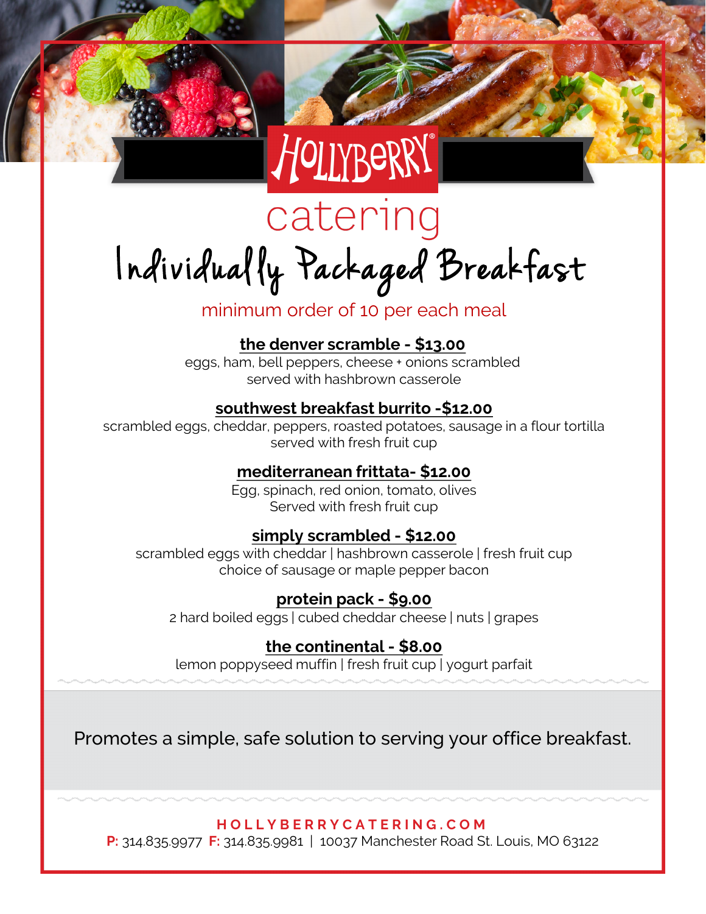# HOLLYBERRY®

## catering

# Individually Packaged Breakfast

minimum order of 10 per each meal

**the denver scramble - $13.00**
eggs, ham, bell peppers, cheese + onions scrambled
served with hashbrown casserole

**southwest breakfast burrito -$12.00**
scrambled eggs, cheddar, peppers, roasted potatoes, sausage in a flour tortilla
served with fresh fruit cup

**mediterranean frittata- $12.00**
Egg, spinach, red onion, tomato, olives
Served with fresh fruit cup

**simply scrambled - $12.00**
scrambled eggs with cheddar | hashbrown casserole | fresh fruit cup
choice of sausage or maple pepper bacon

**protein pack - $9.00**
2 hard boiled eggs | cubed cheddar cheese | nuts | grapes

**the continental - $8.00**
lemon poppyseed muffin | fresh fruit cup | yogurt parfait

Promotes a simple, safe solution to serving your office breakfast.

HOLLYBERRYCATERING.COM
P: 314.835.9977 F: 314.835.9981 | 10037 Manchester Road St. Louis, MO 63122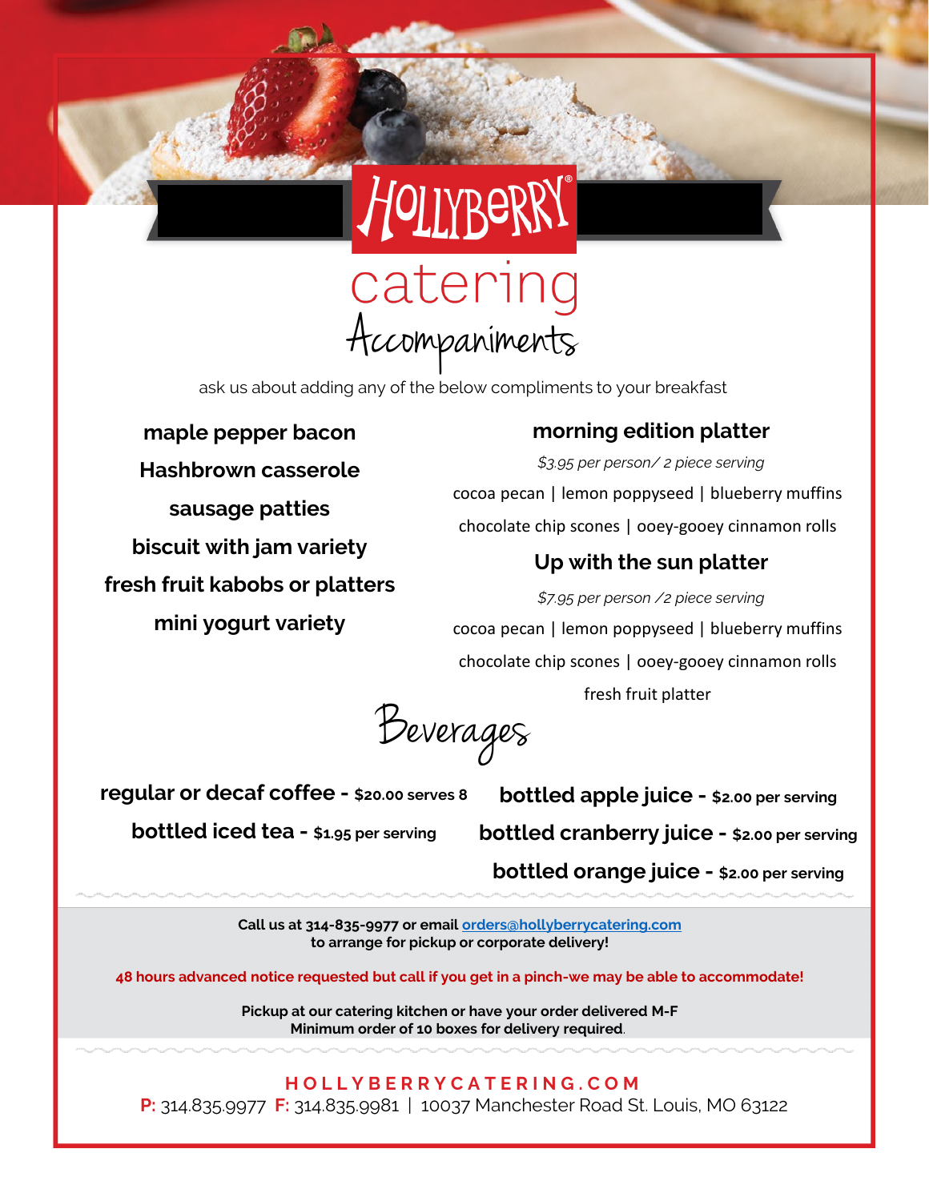# HOLLYBERRY®

## catering

## Accompaniments

ask us about adding any of the below compliments to your breakfast

**maple pepper bacon**

**Hashbrown casserole**

**sausage patties**

**biscuit with jam variety**

**fresh fruit kabobs or platters**

**mini yogurt variety**

### morning edition platter

*$3.95 per person/ 2 piece serving*

cocoa pecan | lemon poppyseed | blueberry muffins

chocolate chip scones | ooey-gooey cinnamon rolls

### Up with the sun platter

*$7.95 per person /2 piece serving*

cocoa pecan | lemon poppyseed | blueberry muffins

chocolate chip scones | ooey-gooey cinnamon rolls

fresh fruit platter

## Beverages

**regular or decaf coffee - $20.00 serves 8**

**bottled iced tea - $1.95 per serving**

**bottled apple juice - $2.00 per serving**

**bottled cranberry juice - $2.00 per serving**

**bottled orange juice - $2.00 per serving**

**Call us at 314-835-9977 or email orders@hollyberrycatering.com to arrange for pickup or corporate delivery!**

**48 hours advanced notice requested but call if you get in a pinch-we may be able to accommodate!**

**Pickup at our catering kitchen or have your order delivered M-F**
**Minimum order of 10 boxes for delivery required.**

**HOLLYBERRYCATERING.COM**

**P:** 314.835.9977 **F:** 314.835.9981 | 10037 Manchester Road St. Louis, MO 63122